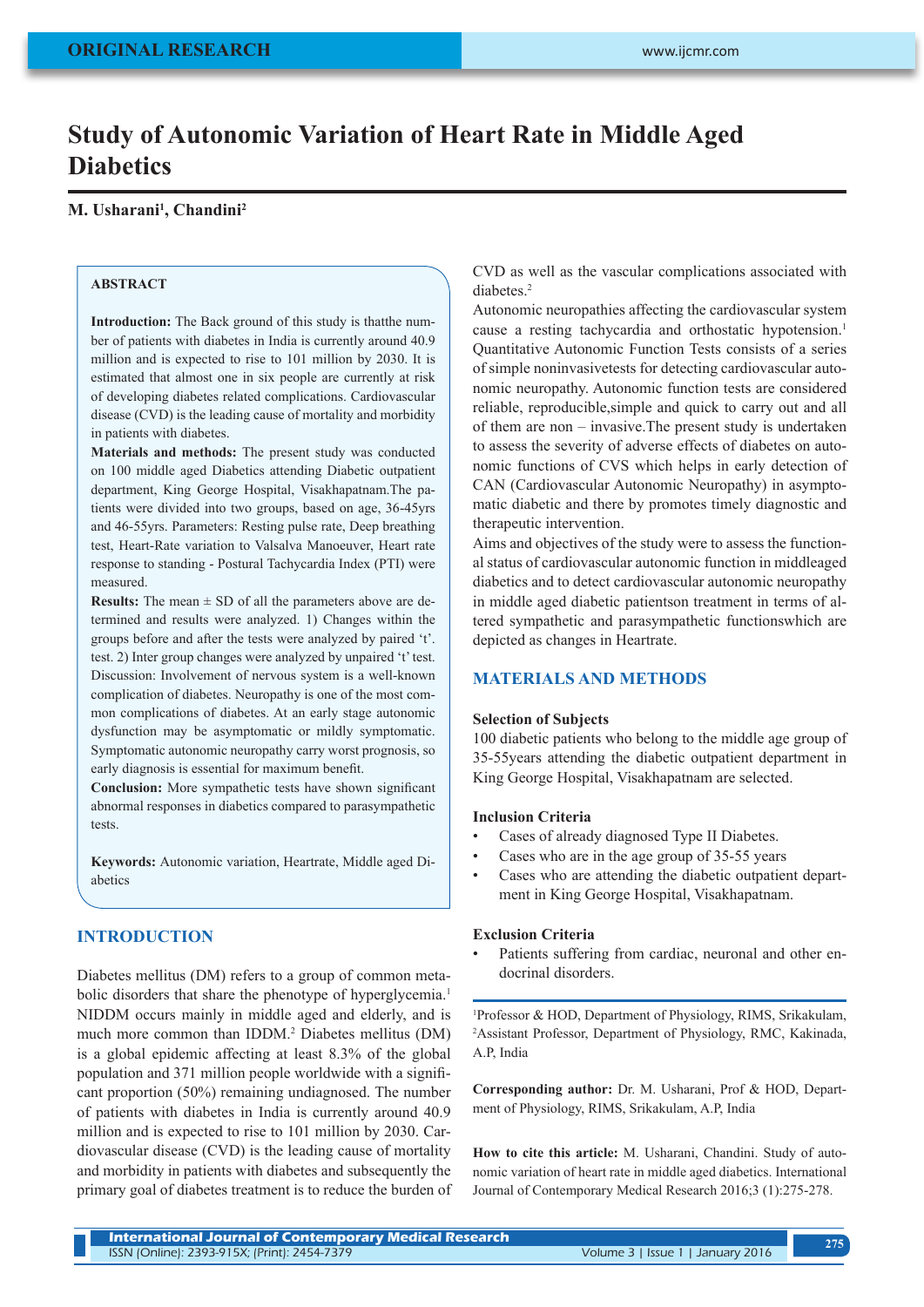# Study of Autonomic Variation of Heart Rate in Middle Aged Diabetics

**M. Usharani[1], Chandini[2]**

## ABSTRACT

**Introduction:** The Back ground of this study is thatthe number of patients with diabetes in India is currently around 40.9 million and is expected to rise to 101 million by 2030. It is estimated that almost one in six people are currently at risk of developing diabetes related complications. Cardiovascular disease (CVD) is the leading cause of mortality and morbidity in patients with diabetes.

**Materials and methods:** The present study was conducted on 100 middle aged Diabetics attending Diabetic outpatient department, King George Hospital, Visakhapatnam.The patients were divided into two groups, based on age, 36-45yrs and 46-55yrs. Parameters: Resting pulse rate, Deep breathing test, Heart-Rate variation to Valsalva Manoeuver, Heart rate response to standing - Postural Tachycardia Index (PTI) were measured.

**Results:** The mean ± SD of all the parameters above are determined and results were analyzed. 1) Changes within the groups before and after the tests were analyzed by paired 't'. test. 2) Inter group changes were analyzed by unpaired 't' test. Discussion: Involvement of nervous system is a well-known complication of diabetes. Neuropathy is one of the most common complications of diabetes. At an early stage autonomic dysfunction may be asymptomatic or mildly symptomatic. Symptomatic autonomic neuropathy carry worst prognosis, so early diagnosis is essential for maximum benefit.

**Conclusion:** More sympathetic tests have shown significant abnormal responses in diabetics compared to parasympathetic tests.

**Keywords:** Autonomic variation, Heartrate, Middle aged Diabetics

## INTRODUCTION

Diabetes mellitus (DM) refers to a group of common metabolic disorders that share the phenotype of hyperglycemia.[1] NIDDM occurs mainly in middle aged and elderly, and is much more common than IDDM.[2] Diabetes mellitus (DM) is a global epidemic affecting at least 8.3% of the global population and 371 million people worldwide with a significant proportion (50%) remaining undiagnosed. The number of patients with diabetes in India is currently around 40.9 million and is expected to rise to 101 million by 2030. Cardiovascular disease (CVD) is the leading cause of mortality and morbidity in patients with diabetes and subsequently the primary goal of diabetes treatment is to reduce the burden of CVD as well as the vascular complications associated with diabetes.[2]

Autonomic neuropathies affecting the cardiovascular system cause a resting tachycardia and orthostatic hypotension.[1] Quantitative Autonomic Function Tests consists of a series of simple noninvasivetests for detecting cardiovascular autonomic neuropathy. Autonomic function tests are considered reliable, reproducible,simple and quick to carry out and all of them are non – invasive.The present study is undertaken to assess the severity of adverse effects of diabetes on autonomic functions of CVS which helps in early detection of CAN (Cardiovascular Autonomic Neuropathy) in asymptomatic diabetic and there by promotes timely diagnostic and therapeutic intervention.

Aims and objectives of the study were to assess the functional status of cardiovascular autonomic function in middleaged diabetics and to detect cardiovascular autonomic neuropathy in middle aged diabetic patientson treatment in terms of altered sympathetic and parasympathetic functionswhich are depicted as changes in Heartrate.

## MATERIALS AND METHODS

### Selection of Subjects

100 diabetic patients who belong to the middle age group of 35-55years attending the diabetic outpatient department in King George Hospital, Visakhapatnam are selected.

### Inclusion Criteria

- Cases of already diagnosed Type II Diabetes.
- Cases who are in the age group of 35-55 years
- Cases who are attending the diabetic outpatient department in King George Hospital, Visakhapatnam.

### Exclusion Criteria

- Patients suffering from cardiac, neuronal and other endocrinal disorders.

[1]Professor & HOD, Department of Physiology, RIMS, Srikakulam, [2]Assistant Professor, Department of Physiology, RMC, Kakinada, A.P, India

**Corresponding author:** Dr. M. Usharani, Prof & HOD, Department of Physiology, RIMS, Srikakulam, A.P, India

**How to cite this article:** M. Usharani, Chandini. Study of autonomic variation of heart rate in middle aged diabetics. International Journal of Contemporary Medical Research 2016;3 (1):275-278.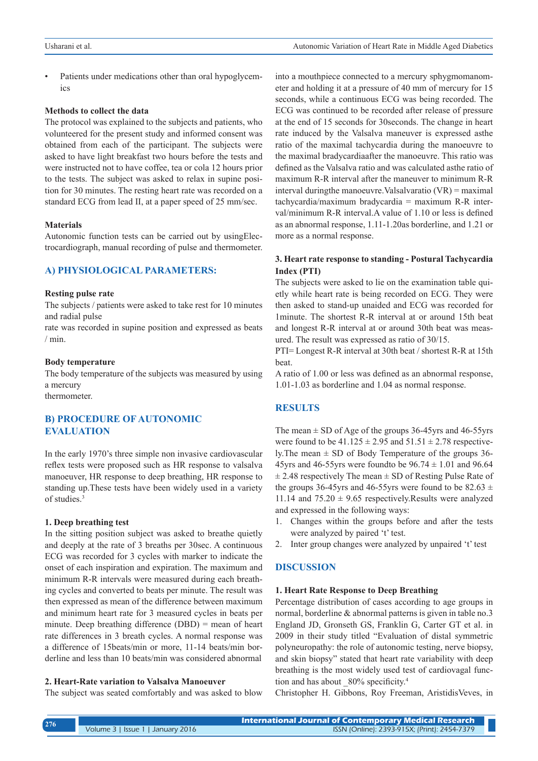- Patients under medications other than oral hypoglycemics

**Methods to collect the data**

The protocol was explained to the subjects and patients, who volunteered for the present study and informed consent was obtained from each of the participant. The subjects were asked to have light breakfast two hours before the tests and were instructed not to have coffee, tea or cola 12 hours prior to the tests. The subject was asked to relax in supine position for 30 minutes. The resting heart rate was recorded on a standard ECG from lead II, at a paper speed of 25 mm/sec.

**Materials**

Autonomic function tests can be carried out by usingElectrocardiograph, manual recording of pulse and thermometer.

## A) PHYSIOLOGICAL PARAMETERS:

**Resting pulse rate**

The subjects / patients were asked to take rest for 10 minutes and radial pulse
rate was recorded in supine position and expressed as beats / min.

**Body temperature**

The body temperature of the subjects was measured by using a mercury
thermometer.

## B) PROCEDURE OF AUTONOMIC EVALUATION

In the early 1970's three simple non invasive cardiovascular reflex tests were proposed such as HR response to valsalva manoeuver, HR response to deep breathing, HR response to standing up.These tests have been widely used in a variety of studies.[3]

**1. Deep breathing test**

In the sitting position subject was asked to breathe quietly and deeply at the rate of 3 breaths per 30sec. A continuous ECG was recorded for 3 cycles with marker to indicate the onset of each inspiration and expiration. The maximum and minimum R-R intervals were measured during each breathing cycles and converted to beats per minute. The result was then expressed as mean of the difference between maximum and minimum heart rate for 3 measured cycles in beats per minute. Deep breathing difference (DBD) = mean of heart rate differences in 3 breath cycles. A normal response was a difference of 15beats/min or more, 11-14 beats/min borderline and less than 10 beats/min was considered abnormal

**2. Heart-Rate variation to Valsalva Manoeuver**

The subject was seated comfortably and was asked to blow into a mouthpiece connected to a mercury sphygmomanometer and holding it at a pressure of 40 mm of mercury for 15 seconds, while a continuous ECG was being recorded. The ECG was continued to be recorded after release of pressure at the end of 15 seconds for 30seconds. The change in heart rate induced by the Valsalva maneuver is expressed asthe ratio of the maximal tachycardia during the manoeuvre to the maximal bradycardiaafter the manoeuvre. This ratio was defined as the Valsalva ratio and was calculated asthe ratio of maximum R-R interval after the maneuver to minimum R-R interval duringthe manoeuvre.Valsalvaratio (VR) = maximal tachycardia/maximum bradycardia = maximum R-R interval/minimum R-R interval.A value of 1.10 or less is defined as an abnormal response, 1.11-1.20as borderline, and 1.21 or more as a normal response.

**3. Heart rate response to standing - Postural Tachycardia Index (PTI)**

The subjects were asked to lie on the examination table quietly while heart rate is being recorded on ECG. They were then asked to stand-up unaided and ECG was recorded for 1minute. The shortest R-R interval at or around 15th beat and longest R-R interval at or around 30th beat was measured. The result was expressed as ratio of 30/15.

PTI= Longest R-R interval at 30th beat / shortest R-R at 15th beat.

A ratio of 1.00 or less was defined as an abnormal response, 1.01-1.03 as borderline and 1.04 as normal response.

## RESULTS

The mean ± SD of Age of the groups 36-45yrs and 46-55yrs were found to be 41.125 ± 2.95 and 51.51 ± 2.78 respectively.The mean ± SD of Body Temperature of the groups 36-45yrs and 46-55yrs were foundto be 96.74 ± 1.01 and 96.64 ± 2.48 respectively The mean ± SD of Resting Pulse Rate of the groups 36-45yrs and 46-55yrs were found to be 82.63 ± 11.14 and 75.20 ± 9.65 respectively.Results were analyzed and expressed in the following ways:

1. Changes within the groups before and after the tests were analyzed by paired 't' test.
2. Inter group changes were analyzed by unpaired 't' test

## DISCUSSION

**1. Heart Rate Response to Deep Breathing**

Percentage distribution of cases according to age groups in normal, borderline & abnormal patterns is given in table no.3 England JD, Gronseth GS, Franklin G, Carter GT et al. in 2009 in their study titled "Evaluation of distal symmetric polyneuropathy: the role of autonomic testing, nerve biopsy, and skin biopsy" stated that heart rate variability with deep breathing is the most widely used test of cardiovagal function and has about _80% specificity.[4]

Christopher H. Gibbons, Roy Freeman, AristidisVeves, in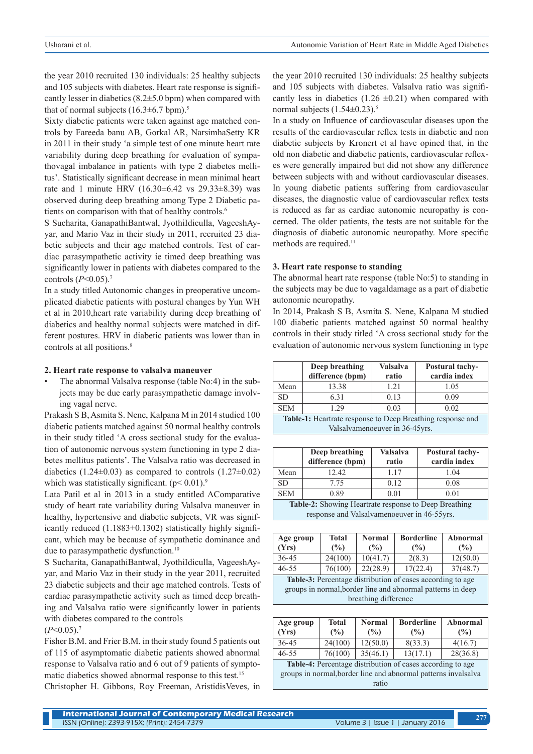the year 2010 recruited 130 individuals: 25 healthy subjects and 105 subjects with diabetes. Heart rate response is significantly lesser in diabetics (8.2±5.0 bpm) when compared with that of normal subjects (16.3±6.7 bpm).[5]

Sixty diabetic patients were taken against age matched controls by Fareeda banu AB, Gorkal AR, NarsimhaSetty KR in 2011 in their study 'a simple test of one minute heart rate variability during deep breathing for evaluation of sympathovagal imbalance in patients with type 2 diabetes mellitus'. Statistically significant decrease in mean minimal heart rate and 1 minute HRV (16.30±6.42 vs 29.33±8.39) was observed during deep breathing among Type 2 Diabetic patients on comparison with that of healthy controls.[6]

S Sucharita, GanapathiBantwal, JyothiIdiculla, VageeshAyyar, and Mario Vaz in their study in 2011, recruited 23 diabetic subjects and their age matched controls. Test of cardiac parasympathetic activity ie timed deep breathing was significantly lower in patients with diabetes compared to the controls (*P*<0.05).[7]

In a study titled Autonomic changes in preoperative uncomplicated diabetic patients with postural changes by Yun WH et al in 2010,heart rate variability during deep breathing of diabetics and healthy normal subjects were matched in different postures. HRV in diabetic patients was lower than in controls at all positions.[8]

### 2. Heart rate response to valsalva maneuver

- The abnormal Valsalva response (table No:4) in the subjects may be due early parasympathetic damage involving vagal nerve.

Prakash S B, Asmita S. Nene, Kalpana M in 2014 studied 100 diabetic patients matched against 50 normal healthy controls in their study titled 'A cross sectional study for the evaluation of autonomic nervous system functioning in type 2 diabetes mellitus patients'. The Valsalva ratio was decreased in diabetics (1.24±0.03) as compared to controls (1.27±0.02) which was statistically significant. (p< 0.01).[9]

Lata Patil et al in 2013 in a study entitled AComparative study of heart rate variability during Valsalva maneuver in healthy, hypertensive and diabetic subjects, VR was significantly reduced (1.1883+0.1302) statistically highly significant, which may be because of sympathetic dominance and due to parasympathetic dysfunction.[10]

S Sucharita, GanapathiBantwal, JyothiIdiculla, VageeshAyyar, and Mario Vaz in their study in the year 2011, recruited 23 diabetic subjects and their age matched controls. Tests of cardiac parasympathetic activity such as timed deep breathing and Valsalva ratio were significantly lower in patients with diabetes compared to the controls (*P*<0.05).[7]

Fisher B.M. and Frier B.M. in their study found 5 patients out of 115 of asymptomatic diabetic patients showed abnormal response to Valsalva ratio and 6 out of 9 patients of symptomatic diabetics showed abnormal response to this test.[15]

Christopher H. Gibbons, Roy Freeman, AristidisVeves, in the year 2010 recruited 130 individuals: 25 healthy subjects and 105 subjects with diabetes. Valsalva ratio was significantly less in diabetics (1.26 ±0.21) when compared with normal subjects (1.54±0.23).[5]

In a study on Influence of cardiovascular diseases upon the results of the cardiovascular reflex tests in diabetic and non diabetic subjects by Kronert et al have opined that, in the old non diabetic and diabetic patients, cardiovascular reflexes were generally impaired but did not show any difference between subjects with and without cardiovascular diseases. In young diabetic patients suffering from cardiovascular diseases, the diagnostic value of cardiovascular reflex tests is reduced as far as cardiac autonomic neuropathy is concerned. The older patients, the tests are not suitable for the diagnosis of diabetic autonomic neuropathy. More specific methods are required.[11]

### 3. Heart rate response to standing

The abnormal heart rate response (table No:5) to standing in the subjects may be due to vagaldamage as a part of diabetic autonomic neuropathy.

In 2014, Prakash S B, Asmita S. Nene, Kalpana M studied 100 diabetic patients matched against 50 normal healthy controls in their study titled 'A cross sectional study for the evaluation of autonomic nervous system functioning in type

| | Deep breathing difference (bpm) | Valsalva ratio | Postural tachycardia index |
|---|---|---|---|
| Mean | 13.38 | 1.21 | 1.05 |
| SD | 6.31 | 0.13 | 0.09 |
| SEM | 1.29 | 0.03 | 0.02 |

**Table-1:** Heartrate response to Deep Breathing response and Valsalvamenoeuver in 36-45yrs.

| | Deep breathing difference (bpm) | Valsalva ratio | Postural tachycardia index |
|---|---|---|---|
| Mean | 12.42 | 1.17 | 1.04 |
| SD | 7.75 | 0.12 | 0.08 |
| SEM | 0.89 | 0.01 | 0.01 |

**Table-2:** Showing Heartrate response to Deep Breathing response and Valsalvamenoeuver in 46-55yrs.

| Age group (Yrs) | Total (%) | Normal (%) | Borderline (%) | Abnormal (%) |
|---|---|---|---|---|
| 36-45 | 24(100) | 10(41.7) | 2(8.3) | 12(50.0) |
| 46-55 | 76(100) | 22(28.9) | 17(22.4) | 37(48.7) |

**Table-3:** Percentage distribution of cases according to age groups in normal,border line and abnormal patterns in deep breathing difference

| Age group (Yrs) | Total (%) | Normal (%) | Borderline (%) | Abnormal (%) |
|---|---|---|---|---|
| 36-45 | 24(100) | 12(50.0) | 8(33.3) | 4(16.7) |
| 46-55 | 76(100) | 35(46.1) | 13(17.1) | 28(36.8) |

**Table-4:** Percentage distribution of cases according to age groups in normal,border line and abnormal patterns invalsalva ratio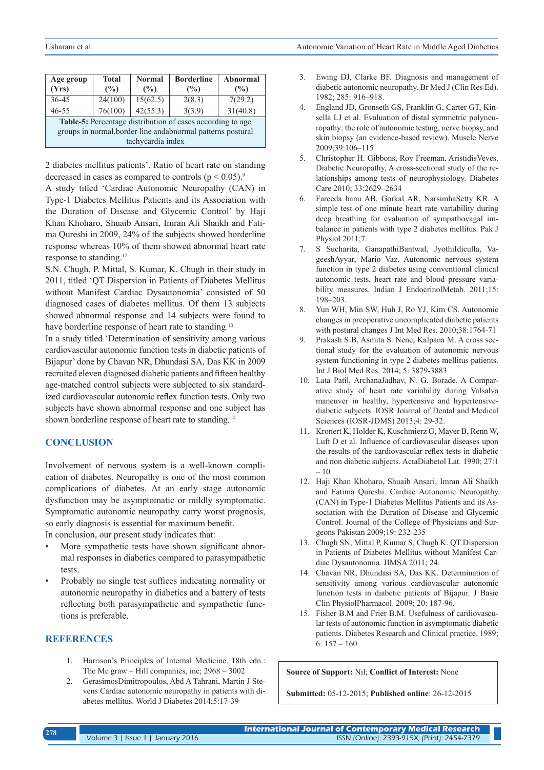| Age group (Yrs) | Total (%) | Normal (%) | Borderline (%) | Abnormal (%) |
|---|---|---|---|---|
| 36-45 | 24(100) | 15(62.5) | 2(8.3) | 7(29.2) |
| 46-55 | 76(100) | 42(55.3) | 3(3.9) | 31(40.8) |

**Table-5:** Percentage distribution of cases according to age groups in normal,border line andabnormal patterns postural tachycardia index

2 diabetes mellitus patients'. Ratio of heart rate on standing decreased in cases as compared to controls ($p < 0.05$).[9]

A study titled 'Cardiac Autonomic Neuropathy (CAN) in Type-1 Diabetes Mellitus Patients and its Association with the Duration of Disease and Glycemic Control' by Haji Khan Khoharo, Shuaib Ansari, Imran Ali Shaikh and Fatima Qureshi in 2009, 24% of the subjects showed borderline response whereas 10% of them showed abnormal heart rate response to standing.[12]

S.N. Chugh, P. Mittal, S. Kumar, K. Chugh in their study in 2011, titled 'QT Dispersion in Patients of Diabetes Mellitus without Manifest Cardiac Dysautonomia' consisted of 50 diagnosed cases of diabetes mellitus. Of them 13 subjects showed abnormal response and 14 subjects were found to have borderline response of heart rate to standing.[13]

In a study titled 'Determination of sensitivity among various cardiovascular autonomic function tests in diabetic patients of Bijapur' done by Chavan NR, Dhundasi SA, Das KK in 2009 recruited eleven diagnosed diabetic patients and fifteen healthy age-matched control subjects were subjected to six standardized cardiovascular autonomic reflex function tests. Only two subjects have shown abnormal response and one subject has shown borderline response of heart rate to standing.[14]

## CONCLUSION

Involvement of nervous system is a well-known complication of diabetes. Neuropathy is one of the most common complications of diabetes. At an early stage autonomic dysfunction may be asymptomatic or mildly symptomatic. Symptomatic autonomic neuropathy carry worst prognosis, so early diagnosis is essential for maximum benefit.

In conclusion, our present study indicates that:

- More sympathetic tests have shown significant abnormal responses in diabetics compared to parasympathetic tests.
- Probably no single test suffices indicating normality or autonomic neuropathy in diabetics and a battery of tests reflecting both parasympathetic and sympathetic functions is preferable.

## REFERENCES

1. Harrison's Principles of Internal Medicine. 18th edn.: The Mc graw – Hill companies, inc; 2968 – 3002
2. GerasimosDimitropoulos, Abd A Tahrani, Martin J Stevens Cardiac autonomic neuropathy in patients with diabetes mellitus. World J Diabetes 2014;5:17-39
3. Ewing DJ, Clarke BF. Diagnosis and management of diabetic autonomic neuropathy. Br Med J (Clin Res Ed). 1982; 285: 916–918.
4. England JD, Gronseth GS, Franklin G, Carter GT, Kinsella LJ et al. Evaluation of distal symmetric polyneuropathy: the role of autonomic testing, nerve biopsy, and skin biopsy (an evidence-based review). Muscle Nerve 2009;39:106–115
5. Christopher H. Gibbons, Roy Freeman, AristidisVeves. Diabetic Neuropathy, A cross-sectional study of the relationships among tests of neurophysiology. Diabetes Care 2010; 33:2629–2634
6. Fareeda banu AB, Gorkal AR, NarsimhaSetty KR. A simple test of one minute heart rate variability during deep breathing for evaluation of sympathovagal imbalance in patients with type 2 diabetes mellitus. Pak J Physiol 2011;7.
7. S Sucharita, GanapathiBantwal, JyothiIdiculla, VageeshAyyar, Mario Vaz. Autonomic nervous system function in type 2 diabetes using conventional clinical autonomic tests, heart rate and blood pressure variability measures. Indian J EndocrinolMetab. 2011;15: 198–203.
8. Yun WH, Min SW, Huh J, Ro YJ, Kim CS. Autonomic changes in preoperative uncomplicated diabetic patients with postural changes J Int Med Res. 2010;38:1764-71
9. Prakash S B, Asmita S. Nene, Kalpana M. A cross sectional study for the evaluation of autonomic nervous system functioning in type 2 diabetes mellitus patients. Int J Biol Med Res. 2014; 5: 3879-3883
10. Lata Patil, ArchanaJadhav, N. G. Borade. A Comparative study of heart rate variability during Valsalva maneuver in healthy, hypertensive and hypertensive-diabetic subjects. IOSR Journal of Dental and Medical Sciences (IOSR-JDMS) 2013;4: 29-32.
11. Kronert K, Holder K, Kuschmierz G, Mayer B, Renn W, Luft D et al. Influence of cardiovascular diseases upon the results of the cardiovascular reflex tests in diabetic and non diabetic subjects. ActaDiabetol Lat. 1990; 27:1 – 10
12. Haji Khan Khoharo, Shuaib Ansari, Imran Ali Shaikh and Fatima Qureshi. Cardiac Autonomic Neuropathy (CAN) in Type-1 Diabetes Mellitus Patients and its Association with the Duration of Disease and Glycemic Control. Journal of the College of Physicians and Surgeons Pakistan 2009;19: 232-235
13. Chugh SN, Mittal P, Kumar S, Chugh K. QT Dispersion in Patients of Diabetes Mellitus without Manifest Cardiac Dysautonomia. JIMSA 2011; 24.
14. Chavan NR, Dhundasi SA, Das KK. Determination of sensitivity among various cardiovascular autonomic function tests in diabetic patients of Bijapur. J Basic Clin PhysiolPharmacol. 2009; 20: 187-96.
15. Fisher B.M and Frier B.M. Usefulness of cardiovascular tests of autonomic function in asymptomatic diabetic patients. Diabetes Research and Clinical practice. 1989; 6: 157 – 160

**Source of Support:** Nil; **Conflict of Interest:** None

**Submitted:** 05-12-2015; **Published online**: 26-12-2015